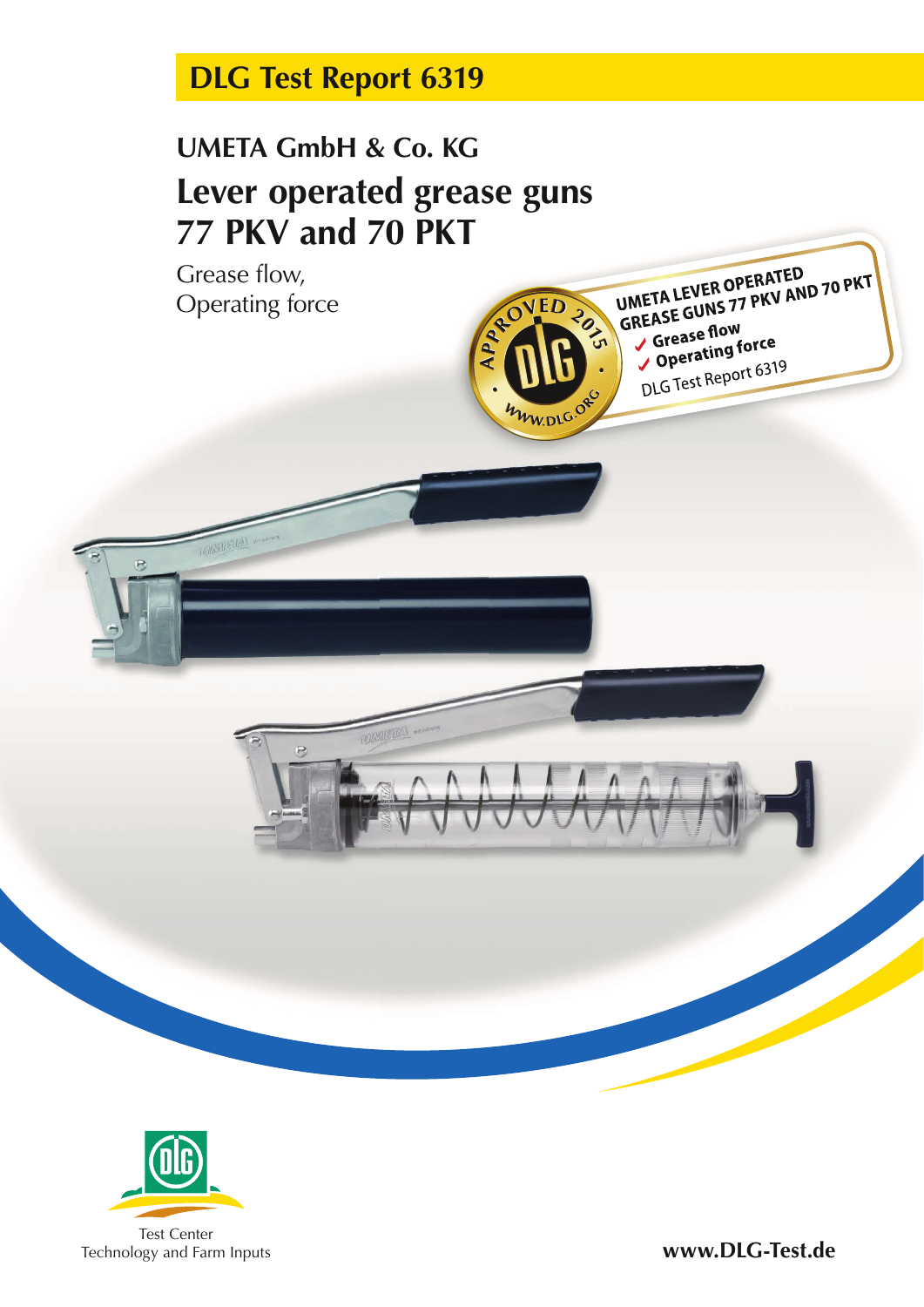# DLG Test Report 6319

## UMETA GmbH & Co. KG

# Lever operated grease guns 77 PKV and 70 PKT

Grease flow,
Operating force

APPROVED 2015 · DLG · WWW.DLG.ORG

UMETA LEVER OPERATED GREASE GUNS 77 PKV AND 70 PKT
- ✓ Grease flow
- ✓ Operating force

DLG Test Report 6319

Test Center
Technology and Farm Inputs

www.DLG-Test.de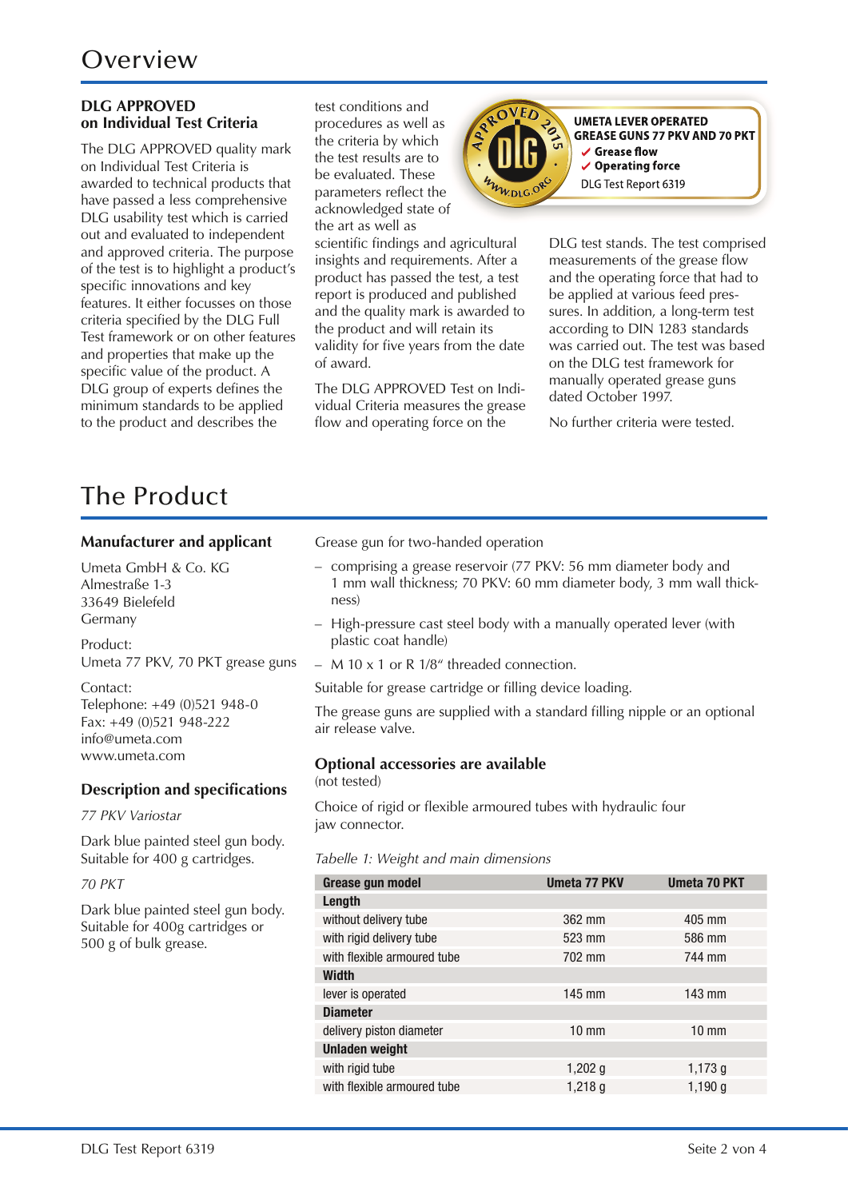# Overview

### DLG APPROVED on Individual Test Criteria

The DLG APPROVED quality mark on Individual Test Criteria is awarded to technical products that have passed a less comprehensive DLG usability test which is carried out and evaluated to independent and approved criteria. The purpose of the test is to highlight a product's specific innovations and key features. It either focusses on those criteria specified by the DLG Full Test framework or on other features and properties that make up the specific value of the product. A DLG group of experts defines the minimum standards to be applied to the product and describes the test conditions and procedures as well as the criteria by which the test results are to be evaluated. These parameters reflect the acknowledged state of the art as well as scientific findings and agricultural insights and requirements. After a product has passed the test, a test report is produced and published and the quality mark is awarded to the product and will retain its validity for five years from the date of award.

**UMETA LEVER OPERATED GREASE GUNS 77 PKV AND 70 PKT**
- ✓ **Grease flow**
- ✓ **Operating force**

DLG Test Report 6319

The DLG APPROVED Test on Individual Criteria measures the grease flow and operating force on the DLG test stands. The test comprised measurements of the grease flow and the operating force that had to be applied at various feed pressures. In addition, a long-term test according to DIN 1283 standards was carried out. The test was based on the DLG test framework for manually operated grease guns dated October 1997.

No further criteria were tested.

# The Product

### Manufacturer and applicant

Umeta GmbH & Co. KG
Almestraße 1-3
33649 Bielefeld
Germany

Product:
Umeta 77 PKV, 70 PKT grease guns

Contact:
Telephone: +49 (0)521 948-0
Fax: +49 (0)521 948-222
info@umeta.com
www.umeta.com

### Description and specifications

*77 PKV Variostar*

Dark blue painted steel gun body. Suitable for 400 g cartridges.

*70 PKT*

Dark blue painted steel gun body. Suitable for 400g cartridges or 500 g of bulk grease.

Grease gun for two-handed operation

- comprising a grease reservoir (77 PKV: 56 mm diameter body and 1 mm wall thickness; 70 PKV: 60 mm diameter body, 3 mm wall thickness)
- High-pressure cast steel body with a manually operated lever (with plastic coat handle)
- M 10 x 1 or R 1/8" threaded connection.

Suitable for grease cartridge or filling device loading.

The grease guns are supplied with a standard filling nipple or an optional air release valve.

### Optional accessories are available

(not tested)

Choice of rigid or flexible armoured tubes with hydraulic four jaw connector.

*Tabelle 1: Weight and main dimensions*

| Grease gun model | Umeta 77 PKV | Umeta 70 PKT |
|---|---|---|
| **Length** | | |
| without delivery tube | 362 mm | 405 mm |
| with rigid delivery tube | 523 mm | 586 mm |
| with flexible armoured tube | 702 mm | 744 mm |
| **Width** | | |
| lever is operated | 145 mm | 143 mm |
| **Diameter** | | |
| delivery piston diameter | 10 mm | 10 mm |
| **Unladen weight** | | |
| with rigid tube | 1,202 g | 1,173 g |
| with flexible armoured tube | 1,218 g | 1,190 g |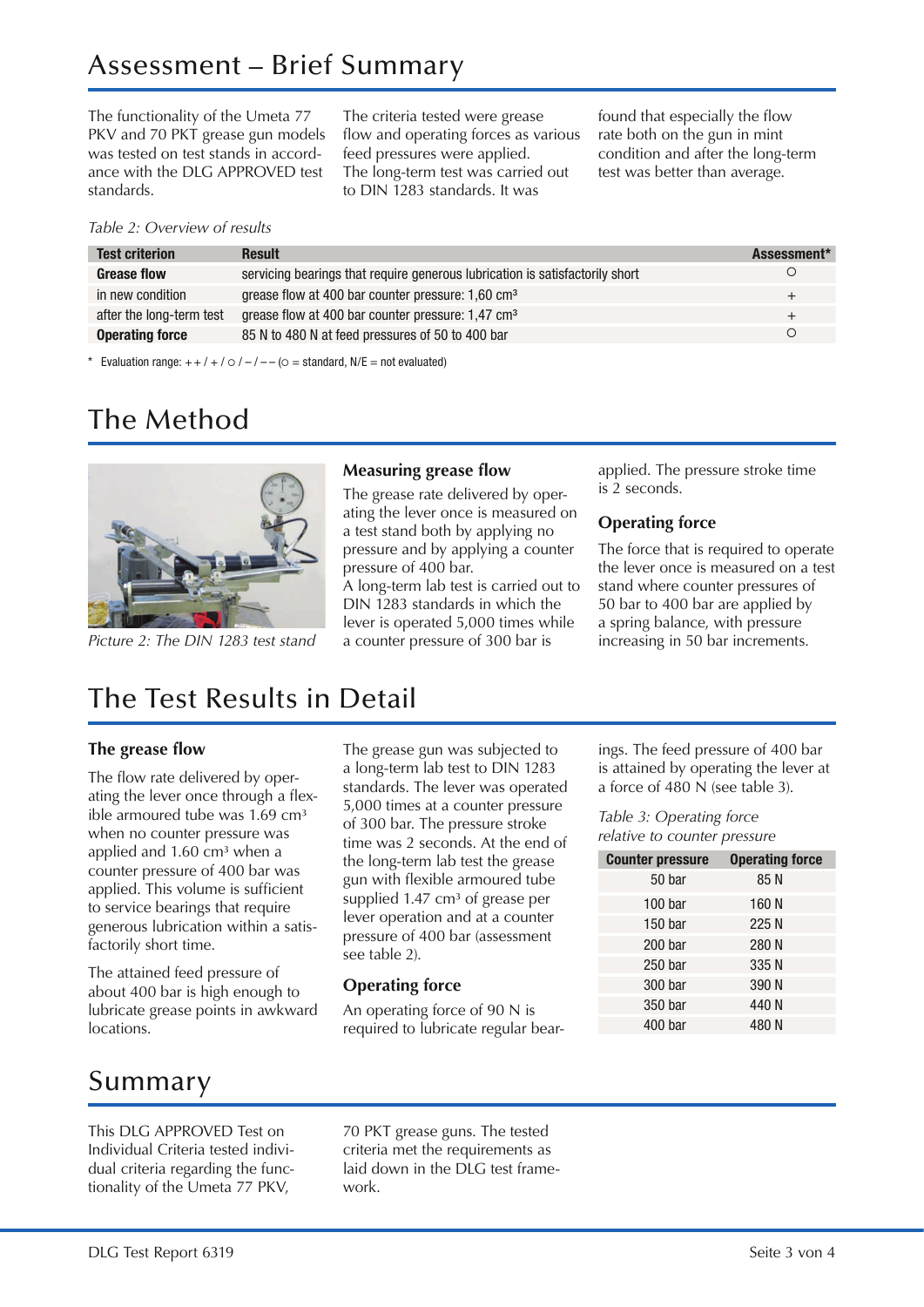# Assessment – Brief Summary

The functionality of the Umeta 77 PKV and 70 PKT grease gun models was tested on test stands in accordance with the DLG APPROVED test standards. The criteria tested were grease flow and operating forces as various feed pressures were applied. The long-term test was carried out to DIN 1283 standards. It was found that especially the flow rate both on the gun in mint condition and after the long-term test was better than average.

*Table 2: Overview of results*

| Test criterion | Result | Assessment* |
|---|---|---|
| **Grease flow** | servicing bearings that require generous lubrication is satisfactorily short | ○ |
| in new condition | grease flow at 400 bar counter pressure: 1,60 cm³ | + |
| after the long-term test | grease flow at 400 bar counter pressure: 1,47 cm³ | + |
| **Operating force** | 85 N to 480 N at feed pressures of 50 to 400 bar | ○ |

\* Evaluation range: + + / + / ○ / – / – – (○ = standard, N/E = not evaluated)

# The Method

*Picture 2: The DIN 1283 test stand*

### Measuring grease flow

The grease rate delivered by operating the lever once is measured on a test stand both by applying no pressure and by applying a counter pressure of 400 bar.
A long-term lab test is carried out to DIN 1283 standards in which the lever is operated 5,000 times while a counter pressure of 300 bar is applied. The pressure stroke time is 2 seconds.

### Operating force

The force that is required to operate the lever once is measured on a test stand where counter pressures of 50 bar to 400 bar are applied by a spring balance, with pressure increasing in 50 bar increments.

# The Test Results in Detail

### The grease flow

The flow rate delivered by operating the lever once through a flexible armoured tube was 1.69 cm³ when no counter pressure was applied and 1.60 cm³ when a counter pressure of 400 bar was applied. This volume is sufficient to service bearings that require generous lubrication within a satisfactorily short time.

The attained feed pressure of about 400 bar is high enough to lubricate grease points in awkward locations.

The grease gun was subjected to a long-term lab test to DIN 1283 standards. The lever was operated 5,000 times at a counter pressure of 300 bar. The pressure stroke time was 2 seconds. At the end of the long-term lab test the grease gun with flexible armoured tube supplied 1.47 cm³ of grease per lever operation and at a counter pressure of 400 bar (assessment see table 2).

### Operating force

An operating force of 90 N is required to lubricate regular bearings. The feed pressure of 400 bar is attained by operating the lever at a force of 480 N (see table 3).

*Table 3: Operating force relative to counter pressure*

| Counter pressure | Operating force |
|---|---|
| 50 bar | 85 N |
| 100 bar | 160 N |
| 150 bar | 225 N |
| 200 bar | 280 N |
| 250 bar | 335 N |
| 300 bar | 390 N |
| 350 bar | 440 N |
| 400 bar | 480 N |

# Summary

This DLG APPROVED Test on Individual Criteria tested individual criteria regarding the functionality of the Umeta 77 PKV, 70 PKT grease guns. The tested criteria met the requirements as laid down in the DLG test framework.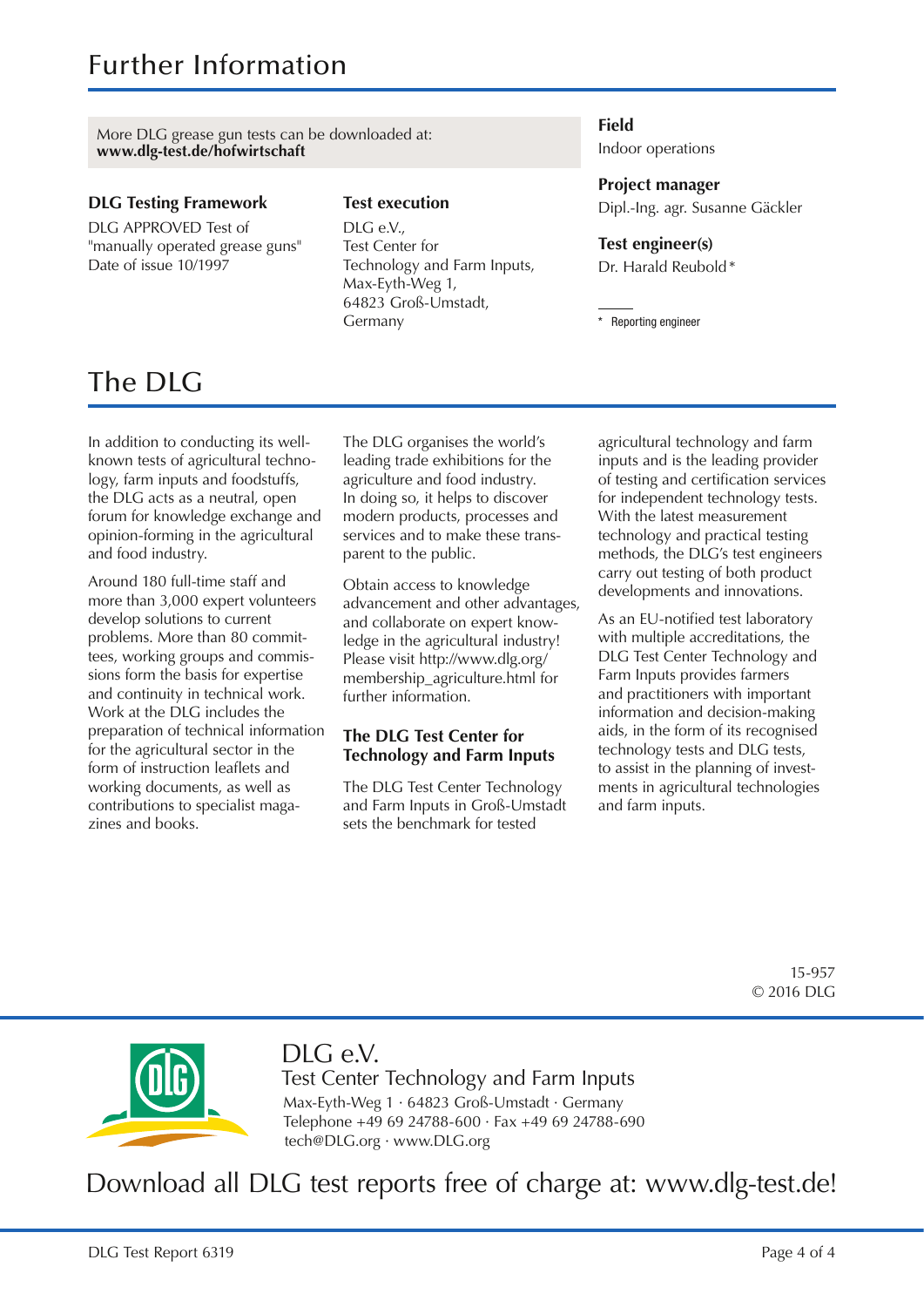# Further Information

More DLG grease gun tests can be downloaded at:
**www.dlg-test.de/hofwirtschaft**

**DLG Testing Framework**

DLG APPROVED Test of "manually operated grease guns"
Date of issue 10/1997

**Test execution**

DLG e.V.,
Test Center for Technology and Farm Inputs,
Max-Eyth-Weg 1,
64823 Groß-Umstadt,
Germany

**Field**

Indoor operations

**Project manager**

Dipl.-Ing. agr. Susanne Gäckler

**Test engineer(s)**

Dr. Harald Reubold*

\* Reporting engineer

# The DLG

In addition to conducting its well-known tests of agricultural technology, farm inputs and foodstuffs, the DLG acts as a neutral, open forum for knowledge exchange and opinion-forming in the agricultural and food industry.

Around 180 full-time staff and more than 3,000 expert volunteers develop solutions to current problems. More than 80 committees, working groups and commissions form the basis for expertise and continuity in technical work. Work at the DLG includes the preparation of technical information for the agricultural sector in the form of instruction leaflets and working documents, as well as contributions to specialist magazines and books.

The DLG organises the world's leading trade exhibitions for the agriculture and food industry. In doing so, it helps to discover modern products, processes and services and to make these transparent to the public.

Obtain access to knowledge advancement and other advantages, and collaborate on expert knowledge in the agricultural industry! Please visit http://www.dlg.org/membership_agriculture.html for further information.

**The DLG Test Center for Technology and Farm Inputs**

The DLG Test Center Technology and Farm Inputs in Groß-Umstadt sets the benchmark for tested agricultural technology and farm inputs and is the leading provider of testing and certification services for independent technology tests. With the latest measurement technology and practical testing methods, the DLG's test engineers carry out testing of both product developments and innovations.

As an EU-notified test laboratory with multiple accreditations, the DLG Test Center Technology and Farm Inputs provides farmers and practitioners with important information and decision-making aids, in the form of its recognised technology tests and DLG tests, to assist in the planning of investments in agricultural technologies and farm inputs.

15-957
© 2016 DLG

DLG e.V.
Test Center Technology and Farm Inputs
Max-Eyth-Weg 1 · 64823 Groß-Umstadt · Germany
Telephone +49 69 24788-600 · Fax +49 69 24788-690
tech@DLG.org · www.DLG.org

Download all DLG test reports free of charge at: www.dlg-test.de!